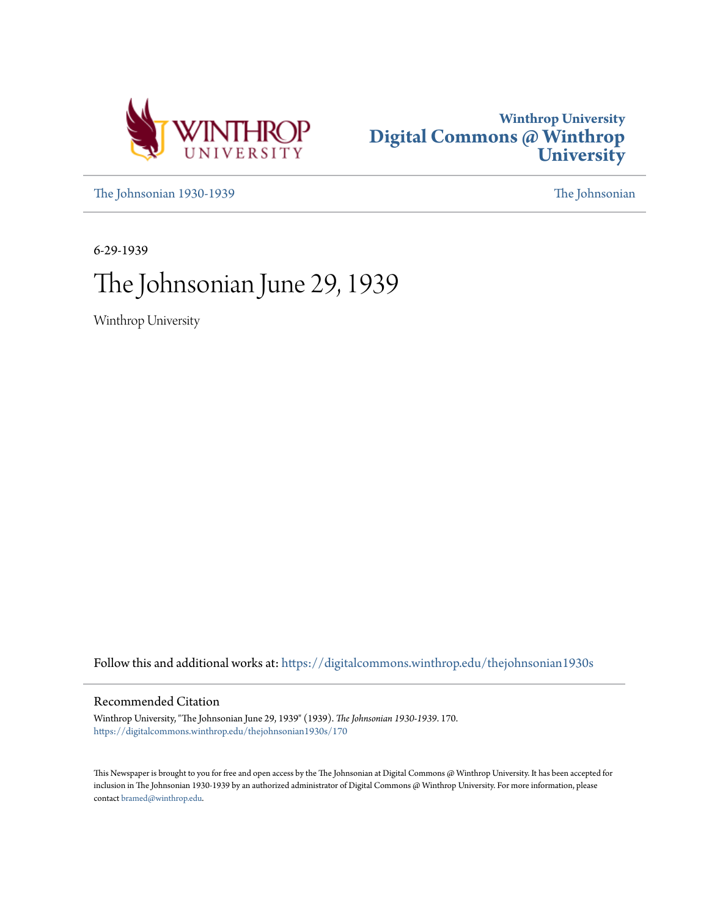Winthrop University
Digital Commons @ Winthrop University

The Johnsonian 1930-1939

The Johnsonian

6-29-1939

# The Johnsonian June 29, 1939

Winthrop University

Follow this and additional works at: https://digitalcommons.winthrop.edu/thejohnsonian1930s

## Recommended Citation

Winthrop University, "The Johnsonian June 29, 1939" (1939). *The Johnsonian 1930-1939*. 170.
https://digitalcommons.winthrop.edu/thejohnsonian1930s/170

This Newspaper is brought to you for free and open access by the The Johnsonian at Digital Commons @ Winthrop University. It has been accepted for inclusion in The Johnsonian 1930-1939 by an authorized administrator of Digital Commons @ Winthrop University. For more information, please contact bramed@winthrop.edu.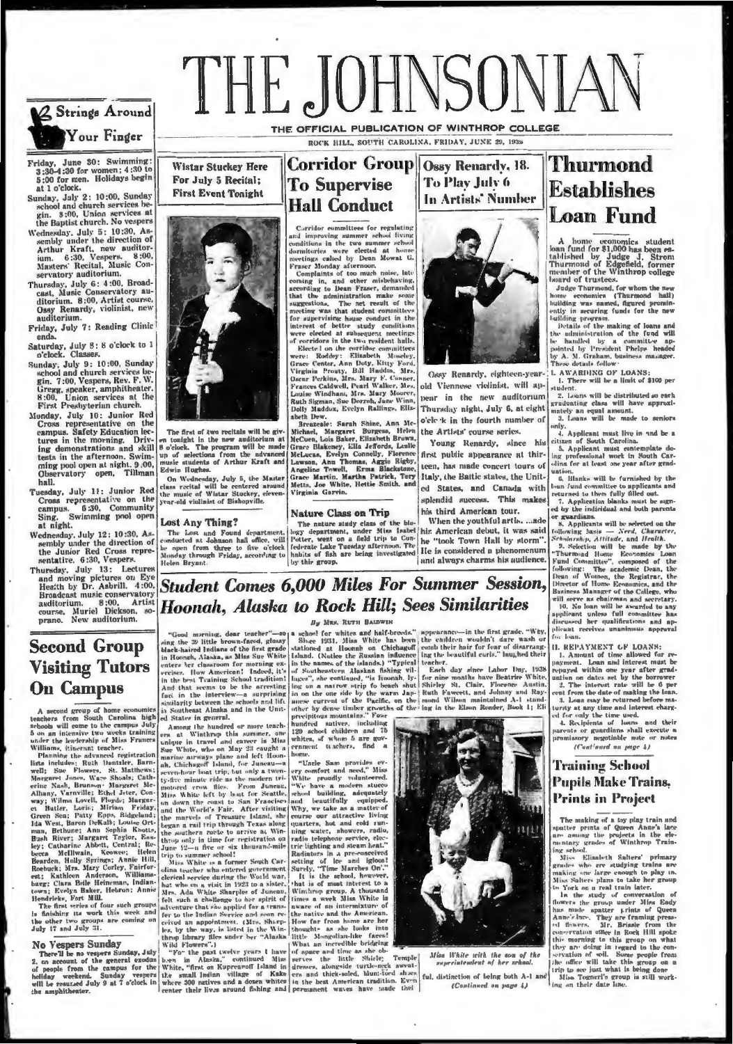# THE JOHNSONIAN

THE OFFICIAL PUBLICATION OF WINTHROP COLLEGE

ROCK HILL, SOUTH CAROLINA, FRIDAY, JUNE 30, 1939

## Strings Around Your Finger

Friday, June 30: Swimming: 3:30-4:30 for women; 4:30 to 5:00 for men. Holidays begin at 1 o'clock.

Sunday, July 2: 10:00, Sunday school and church services begin. 8:00, Union services at the Baptist church. No vespers

Wednesday, July 5: 10:30, Assembly under the direction of Arthur Kraft, new auditorium. 6:30, Vespers. 8:00, Masters' Recital, Music Conservatory auditorium.

Thursday, July 6: 4:00, Broadcast, Music Conservatory auditorium. 8:00, Artist course, Ossy Renardy, violinist, new auditorium.

Friday, July 7: Reading Clinic ends.

Saturday, July 8: 8 o'clock to 1 o'clock. Classes.

Sunday, July 9: 10:00, Sunday school and church services begin. 7:00, Vespers, Rev. F. W. Gregg, speaker, amphitheater. 8:00, Union services at the First Presbyterian church.

Monday, July 10: Junior Red Cross representative on the campus. Safety Education lectures in the morning. Driving demonstrations and skill tests in the afternoon. Swimming pool open at night. 9:00, Observatory open, Tillman hall.

Tuesday, July 11: Junior Red Cross representative on the campus. 6:30, Community Sing. Swimming pool open at night.

Wednesday, July 12: 10:30, Assembly under the direction of the Junior Red Cross representative. 6:30, Vespers.

Thursday, July 13: Lectures and moving pictures on Eye Health by Dr. Asbrill. 4:00, Broadcast music conservatory auditorium. 8:00, Artist course, Muriel Dickson, soprano. New auditorium.

## Second Group Visiting Tutors On Campus

A second group of home economics teachers from South Carolina high schools will come to the campus July 5 on an intensive two weeks training under the leadership of Miss Frances Williams, itinerant teacher.

Planning the advanced registration lists include: Ruth Dentzler, Barnwell; Sue Flowers, St. Matthews; Margaret Jones, Ware Shoals; Catherine Nash, Brunson; Margaret McAlbany, Varnville; Ethel Jeter, Conway; Wilma Lovell, Floyds; Margaret Butler, Loris; Miriam Friday, Green Sea; Patty Epps, Ridgeland; Ida West, Baron DeKalb; Louise Ortman, Bethune; Ann Sophia Knotts, Bush River; Margaret Taylor, Easley; Catharine Abbott, Central; Rebecca McIllwain, Keowee; Helen Bearden, Holly Springs; Annie Hill, Roebuck; Mrs. Mary Corley, Fairforest; Kathleen Anderson, Williamsburg; Clara Belle Heineman, Indiantown; Evelyn Baker, Hebron; Annie Hendricks, Fort Mill.

The first series of four such groups is finishing its work this week and the other two groups are coming on July 17 and July 31.

### No Vespers Sunday

There'll be no vespers Sunday, July 2, on account of the general exodus of people from the campus for the holiday weekend. Sunday vespers will be resumed July 9 at 7 o'clock in the amphitheater.

## Wistar Stuckey Here For July 5 Recital; First Event Tonight

The first of two recitals will be given tonight in the new auditorium at 8 o'clock. The program will be made up of selections from the advanced music students of Arthur Kraft and Edwin Hughes.

On Wednesday, July 5, the Master class recital will be centered around the music of Wistar Stuckey, eleven-year-old violinist of Bishopville.

### Lost Any Thing?

The Lost and Found department, conducted at Johnson hall office, will be open from three to five o'clock Monday through Friday, according to Helen Bryant.

## Corridor Group To Supervise Hall Conduct

Corridor committees for regulating and improving summer school living conditions in the two summer school dormitories were elected at house meetings called by Dean Mowat G. Fraser Monday afternoon.

Complaints of too much noise, late coming in, and other misbehaving, according to Dean Fraser, demanded that the administration make some suggestions. The net result of the meeting was that student committees for supervising house conduct in the interest of better study conditions were elected at subsequent meetings of corridors in the two resident halls.

Elected on the corridor committees were: Roddey: Elizabeth Moseley, Grace Center, Ann Doty, Kitty Ford, Virginia Prouty, Bill Haddin, Mrs. Oscar Perkins, Mrs. Mary F. Conner, Frances Caldwell, Pearl Walker, Mrs. Louise Windham, Mrs. Mary Moorer, Ruth Sigman, Sue Dorroh, Jane Winn, Dolly Maddox, Evelyn Rallings, Elizabeth Dew.

Breazeale: Sarah Shine, Ann McMichael, Margaret Burgess, Helen McCuen, Lois Baker, Elizabeth Brown, Grace Blakeney, Ella Jeffords, Leslie McLucas, Evelyn Connelly, Florence Lawson, Ann Thomas, Aggie Rigby, Angeline Towell, Erma Blackstone, Grace Martin, Martha Patrick, Tery Metts, Joe White, Hettie Smith, and Virginia Garvin.

### Nature Class on Trip

The nature study class of the biology department, under Miss Isabel Potter, went on a field trip to Confederate Lake Tuesday afternoon. The habits of fish are being investigated by this group.

## Ossy Renardy, 18, To Play July 6 In Artists' Number

Ossy Renardy, eighteen-year-old Viennese violinist, will appear in the new auditorium Thursday night, July 6, at eight o'clock in the fourth number of the Artists' course series.

Young Renardy, since his first public appearance at thirteen, has made concert tours of Italy, the Baltic states, the United States, and Canada with splendid success. This makes his third American tour.

When the youthful artist made his American debut, it was said he "took Town Hall by storm". He is considered a phenomenon and always charms his audience.

## Thurmond Establishes Loan Fund

A home economics student loan fund for $1,000 has been established by Judge J. Strom Thurmond of Edgefield, former member of the Winthrop college board of trustees.

Judge Thurmond, for whom the new home economics (Thurmond hall) building was named, figured prominently in securing funds for the new building program.

Details of the making of loans and the administration of the fund will be handled by a committee appointed by President Phelps headed by A. M. Graham, business manager. These details follow:

I. AWARDING OF LOANS:

1. There will be a limit of $100 per student.
2. Loans will be distributed so each graduating class will have approximately an equal amount.
3. Loans will be made to seniors only.
4. Applicant must live in and be a citizen of South Carolina.
5. Applicant must contemplate doing professional work in South Carolina for at least one year after graduation.
6. Blanks will be furnished by the loan fund committee to applicants and returned to them fully filled out.
7. Application blanks must be signed by the individual and both parents or guardians.
8. Applicants will be selected on the following basis — *Need, Character, Scholarship, Attitude, and Health.*
9. Selection will be made by the "Thurmond Home Economics Loan Fund Committee", composed of the following: The academic Dean, the Dean of Women, the Registrar, the Director of Home Economics, and the Business Manager of the College, who will serve as chairman and secretary.
10. No loan will be awarded to any applicant unless full committee has discussed her qualifications and applicant receives unanimous approval for loan.

II. REPAYMENT OF LOANS:

1. Amount of time allowed for repayment. Loan and interest must be repaid within one year after graduation on dates set by the borrower.
2. The interest rate will be 6 per cent from the date of making the loan.
3. Loan may be returned before maturity at any time and interest charged for only the time used.
4. Recipients of loans and their parents or guardians shall execute a promissory negotiable note or notes

*(Continued on page 4)*

## Training School Pupils Make Trains, Prints in Project

The making of a toy play train and spatter prints of Queen Anne's lace are among the projects in the elementary grades of Winthrop Training school.

Miss Elizabeth Salters' primary grades who are studying trains are making one large enough to play in. Miss Salters plans to take her group to York on a real train later.

In the study of conservation of flowers the group under Miss Eady has made spatter prints of Queen Anne's lace. They are framing pressed flowers. Mr. Brissie from the conservation office in Rock Hill spoke this morning to this group on what they are doing in regard to the conservation of soil. Some people from the office will take this group on a trip to see just what is being done.

Miss Tognerl's group is still working on their date line.

## *Student Comes 6,000 Miles For Summer Session, Hoonah, Alaska to Rock Hill; Sees Similarities*

By Mrs. Ruth Baldwin

"Good morning, dear teacher"—so sing the 39 little brown-faced, glossy black-haired Indians of the first grade in Hoonah, Alaska, as Miss Sue White enters her classroom for morning exercises. How American! Indeed, it's in the best Training School tradition! And that seems to be the arresting fact in the interview—a surprising similarity between the schools and life in Southeast Alaska and in the United States in general.

Among the hundred or more teachers at Winthrop this summer, one unique in travel and career is Miss Sue White, who on May 23 caught a marine airways plane and left Hoonah, Chichagoff Island, for Juneau—a seven-hour boat trip, but only a twenty-five minute ride as the modern motored crow flies. From Juneau, Miss White left by boat for Seattle, on down the coast to San Francisco and the World's Fair. After visiting the marvels of Treasure Island, she began a rail trip through Texas along the southern route to arrive at Winthrop only in time for registration on June 12—a five or six thousand-mile trip to summer school!

Miss White is a former South Carolina teacher who entered government clerical service during the World war, but who on a visit in 1923 to a sister, Mrs. Ada White Sharpler of Juneau, felt such a challenge to her spirit of adventure that she applied for a transfer to the Indian Service and soon received an appointment. (Mrs. Sharples, by the way, is listed in the Winthrop library files under her "Alaska Wild Flowers".)

"For the past twelve years I have been in Alaska," continued Miss White, "first on Kupreanoff Island in the small Indian village of Kake where 300 natives and a dozen whites center their lives around fishing and a school for whites and half-breeds." Since 1931, Miss White has been stationed at Hoonah on Chichagoff Island. (Notice the Russian influence in the names of the islands.) "Typical of Southeastern Alaskan fishing villages", she continued, "is Hoonah, lying on a narrow strip to beach shut in on the one side by the warm Japanese current of the Pacific, on the other by dense timber growths of the precipitous mountains." Four hundred natives, including 120 school children and 75 whites, of whom 6 are government teachers, find a home.

"Uncle Sam provides every comfort and need," Miss White proudly volunteered. "We have a modern stucco school building, adequately and beautifully equipped. Why, we take as a matter of course our attractive living quarters, hot and cold running water, showers, radio, radio telephone service, electric lighting and steam heat." Radiators in a pre-conceived setting of ice and igloos! Surely, "Time Marches On!"

It is the school, however, that is of most interest to a Winthrop group. A thousand times a week Miss White is aware of an intermixture of the native and the American. How far from home are her thoughts as she looks into little Mongolian-like faces! What an incredible bridging of space and time as she observes the little Shirle; Temple dresses, alongside turtle-neck sweaters and thick-soled, hunt-tired shoes in the best American tradition. Even permanent waves have made their appearance—in the first grade. "Why, the children wouldn't dare wash or comb their hair for fear of disarranging the beautiful curls," laughed their teacher.

Each day since Labor Day, 1938 for nine months have Beatrice White, Shirley St. Clair, Florence Austin, Ruth Fawcett, and Johnny and Raymond Wilson maintained A-1 standing in the Elson Reader, Book 1; Eli ful, distinction of being both A-1 and

*(Continued on page 4)*

*Miss White with the son of the superintendent of her school.*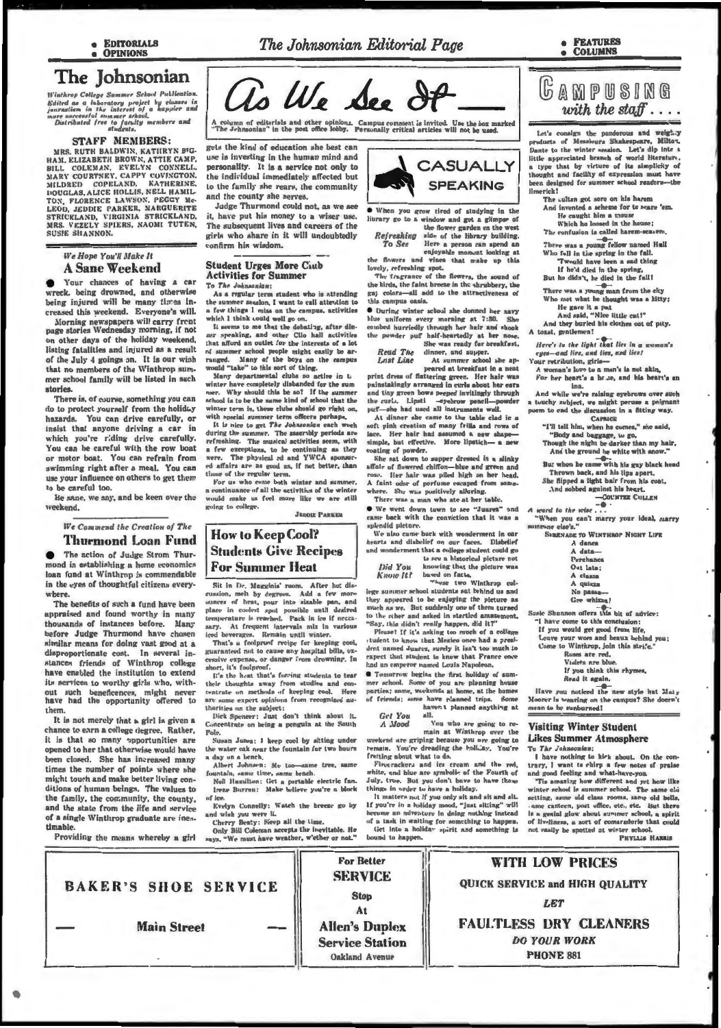• EDITORIALS
• OPINIONS

# The Johnsonian Editorial Page

• FEATURES
• COLUMNS

## The Johnsonian

*Winthrop College Summer School Publication. Edited as a laboratory project by classes in journalism in the interest of a happier and more successful summer school. Distributed free to faculty members and students.*

### STAFF MEMBERS:

MRS. RUTH BALDWIN, KATHRYN BIGHAM, ELIZABETH BROWN, ATTIE CAMP, BILL COLEMAN, EVELYN CONNELL, MARY COURTNEY, CAPPY COVINGTON, MILDRED COPELAND, KATHERINE DOUGLAS, ALICE HOLLIS, NELL HAMILTON, FLORENCE LAWSON, PEGGY McLEOD, JEDDIE PARKER, MARGUERITE STRICKLAND, VIRGINIA STRICKLAND, MRS. VEZELY SPIERS, NAOMI TUTEN, SUSIE SHANNON.

*We Hope You'll Make It*

### A Sane Weekend

● Your chances of having a car wreck, being drowned, and otherwise being injured will be many times increased this weekend. Everyone's will.

Morning newspapers will carry front page stories Wednesday morning, if not on other days of the holiday weekend, listing fatalities and injured as a result of the July 4 goings on. It is our wish that no members of the Winthrop summer school family will be listed in such stories.

There is, of course, something you can do to protect yourself from the holiday hazards. You can drive carefully, or insist that anyone driving a car in which you're riding drive carefully. You can be careful with the row boat or motor boat. You can refrain from swimming right after a meal. You can use your influence on others to get them to be careful too.

Be sane, we say, and be keen over the weekend.

*We Commend the Creation of The*

### Thurmond Loan Fund

● The action of Judge Strom Thurmond in establishing a home economics loan fund at Winthrop is commendable in the eyes of thoughtful citizens everywhere.

The benefits of such a fund have been appraised and found worthy in many thousands of instances before. Many before Judge Thurmond have chosen similar means for doing vast good at a disproportionate cost. In several instances friends of Winthrop college have enabled the institution to extend its services to worthy girls who, without such beneficences, might never have had the opportunity offered to them.

It is not merely that a girl is given a chance to earn a college degree. Rather, it is that so many opportunities are opened to her that otherwise would have been closed. She has increased many times the number of points where she might touch and make better living conditions of human beings. The values to the family, the community, the county, and the state from the life and service of a single Winthrop graduate are inestimable.

Providing the means whereby a girl gets the kind of education she best can use is investing in the human mind and personality. It is a service not only to the individual immediately affected but to the family she rears, the community and the county she serves.

Judge Thurmond could not, as we see it, have put his money to a wiser use. The subsequent lives and careers of the girls who share in it will undoubtedly confirm his wisdom.

## *As We See It*

A column of editorials and other opinions. Campus comment is invited. Use the box marked "The Johnsonian" in the post office lobby. Personally critical articles will not be used.

### Student Urges More Club Activities for Summer

To *The Johnsonian*:

As a regular term student who is attending the summer session, I want to call attention to a few things I miss on the campus, activities which I think could well go on.

It seems to me that the debating, after dinner speaking, and other Clio hall activities that afford an outlet for the interests of a lot of summer school people might easily be arranged. Many of the boys on the campus would "take" to this sort of thing.

Many departmental clubs so active in the winter have completely disbanded for the summer. Why should this be so? If the summer school is to be the same kind of school that the winter term is, these clubs should go right on, with special summer term officers perhaps.

It is nice to get *The Johnsonian* each week during the summer. The assembly periods are refreshing. The musical activities seem, with a few exceptions, to be continuing as they were. The physical ed and YWCA sponsored affairs are as good as, if not better, than those of the regular term.

For us who come both winter and summer, a continuance of all the activities of the winter would make us feel more like we are still going to college.

JEDDIE PARKER

### How to Keep Cool? Students Give Recipes For Summer Heat

Sit in Dr. Magginis' room. After hot discussion, melt by degrees. Add a few more ounces of heat, pour into sizable pan, and place in coolest spot possible until desired temperature is reached. Pack in ice if necessary. At frequent intervals mix in various iced beverages. Remain until winter.

That's a foolproof recipe for keeping cool, guaranteed not to cause any hospital bills, excessive expense, or danger from drowning. In short, it's foolproof.

It's the heat that's forcing students to tear their thoughts away from studies and concentrate on methods of keeping cool. Here are some expert opinions from recognized authorities on the subject:

Dick Spencer: Just don't think about it. Concentrate on being a penguin at the South Pole.

Susan Jones: I keep cool by sitting under the water oak near the fountain for two hours a day on a bench.

Albert Johnson: Me too—same tree, same fountain, same time, same bench.

Nell Hamilton: Get a portable electric fan.

Irene Burron: Make believe you're a block of ice.

Evelyn Connelly: Watch the breeze go by and wish you were it.

Cherry Beaty: Keep ill the time.

Only Bill Coleman accepts the inevitable. He says, "We must have weather, w'ether or not."

### CASUALLY SPEAKING

● When you grow tired of studying in the library go to a window and get a glimpse of the flower garden on the west side of the library building.

*Refreshing To See*

Here a person can spend an enjoyable moment looking at the flowers and vines that make up this lovely, refreshing spot.

The fragrance of the flowers, the sound of the birds, the faint breeze in the shrubbery, the gay colors—all add to the attractiveness of this campus oasis.

● During winter school she donned her navy blue uniform every morning at 7:30. She combed hurriedly through her hair and shook the powder puff half-heartedly at her nose. She was ready for breakfast, dinner, and supper.

*Read The Last Line*

At summer school she appeared at breakfast in a neat print dress of flattering green. Her hair was painstakingly arranged in curls about her ears and tiny green bows peeped invitingly through the curls. Lipstick—eyebrow pencil—powder puff—she had used all instruments well.

At dinner she came to the table clad in a soft pink creation of many frills and rows of lace. Her hair had assumed a new shape—simple, but effective. More lipstick—a new coating of powder.

She sat down to supper dressed in a slinky affair of flowered chiffon—blue and green and rose. Her hair was piled high on her head. A faint odor of perfume escaped from somewhere. She was positively alluring.

There was a man who ate at her table.

● We went down town to see "Juarez" and came back with the conviction that it was a splendid picture.

We also came back with wonderment in our hearts and disbelief on our faces. Disbelief and wonderment that a college student could go to see a historical picture not knowing that the picture was based on facts.

*Did You Know It?*

These two Winthrop college summer school students sat behind us and they appeared to be enjoying the picture as much as we. But suddenly one of them turned to the other and asked in startled amazement, "Say, this didn't *really* happen, did it?"

Please! If it's asking too much of a college student to know that Mexico once had a president named Juarez, surely it isn't too much to expect that student to know that France once had an emperor named Louis Napoleon.

● Tomorrow begins the first holiday of summer school. Some of you are planning house parties; some, weekends at home, at the homes of friends; some have planned trips. Some haven't planned anything at all.

*Get You A Mood*

You who are going to remain at Winthrop over the weekend are griping because you are going to remain. You're dreading the holiday. You're fretting about what to do.

Firecrackers and ice cream and the red, white, and blue are symbolic of the Fourth of July, true. But you don't have to have those things in order to have a holiday.

It matters not if you only sit and sit and sit. If you're in a holiday mood, "just sitting" will become an adventure in doing nothing instead of a task in waiting for something to happen.

Get into a holiday spirit and something is bound to happen.

### CAMPUSING with the staff . . . .

Let's consign the ponderous and weighty products of Messieurs Shakespeare, Milton, Dante to the winter session. Let's dip into a little appreciated branch of world literature, a type that by virtue of its simplicity of thought and facility of expression must have been designed for summer school readers—the limerick!

The sultan got sore on his harem
And invented a scheme for to scare 'em.
He caught him a mouse
Which he loosed in the house;
The confusion is called harem-scarem.

—●—

There was a young fellow named Hall
Who fell in the spring in the fall.
"Twould have been a sad thing
If he'd died in the spring,
But he didn't, he died in the fall!

—●—

There was a young man from the city
Who met what he thought was a kitty;
He gave it a pat
And said, "Nice little cat!"
And they buried his clothes out of pity.

A toast, gentlemen!

—●—

*Here's to the light that lies in a woman's eyes—and lies, and lies, and lies!*

Your retribution, girls—

*A woman's love to a man's is not akin,*
*For her heart's a house, and his heart's an inn.*

And while we're raising eyebrows over such a touchy subject, we might peruse a poignant poem to end the discussion in a fitting way.

CAPRICE

"I'll tell him, when he comes," she said,
"Body and baggage, to go,
Though the night be darker than my hair,
And the ground be white with snow."

—●—

But when he came with his gay black head
Thrown back, and his lips apart,
She flipped a light hair from his coat,
And sobbed against his heart.

—COUNTEE CULLEN

—●—

*A word to the wise . . .*

"When you can't marry your ideal, marry someone else's."

SERENADE TO WINTHROP NIGHT LIFE

A dance
A date—
Perchance
Out late;
A classs
A quizza
No passa—
Gee whizza!

—●—

Susie Shannon offers this bit of advice:

"I have come to this conclusion:
If you would get good from life,
Leave your woes and beaux behind you;
Come to Winthrop, join this strife."
Roses are red,
Violets are blue.
If you think this rhymes,
Read it again.

—●—

Have you noticed the new style hat Mary Moorer is wearing on the campus? She doesn't mean to be sunburned!

### Visiting Winter Student Likes Summer Atmosphere

To *The Johnsonian*:

I have nothing to kick about. On the contrary, I want to chirp a few notes of praise and good feeling and what-have-you.

'Tis amazing how different and yet how like winter school is summer school. The same old setting, same old class rooms, same old bells, same canteen, post office, etc., etc. But there is a genial glow about summer school, a spirit of liveliness, a sort of comaraderie that could not easily be spotted at winter school.

PHYLLIS HARRIS

---

BAKER'S SHOE SERVICE — Main Street —

For Better SERVICE Stop At Allen's Duplex Service Station Oakland Avenue

WITH LOW PRICES QUICK SERVICE and HIGH QUALITY *LET* FAULTLESS DRY CLEANERS *DO YOUR WORK* PHONE 881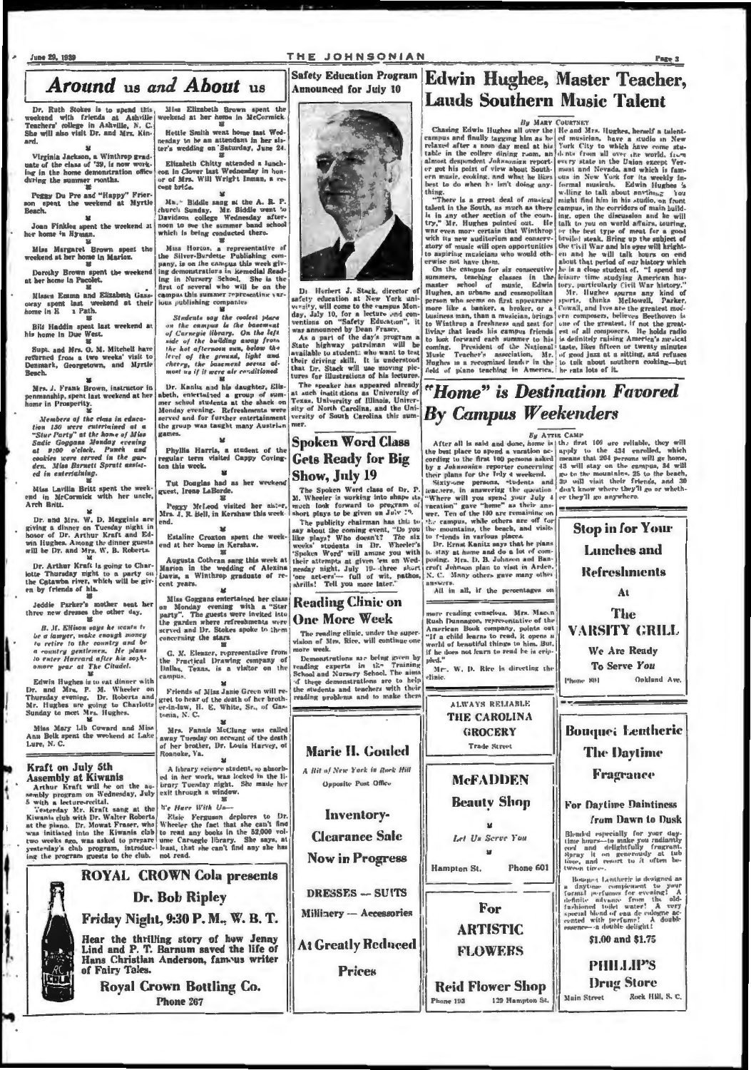# Around us and About us

Dr. Ruth Stokes is to spend this weekend with friends at Asheville Teachers' college in Ashville, N. C. She will also visit Dr. and Mrs. Kinard.

Virginia Jackson, a Winthrop graduate of the class of '39, is now working in the home demonstration office during the summer months.

Peggy Du Pre and "Happy" Frierson spent the weekend at Myrtle Beach.

Joan Finkles spent the weekend at her home in Hyman.

Miss Margaret Brown spent the weekend at her home in Marion.

Dorothy Brown spent the weekend at her home in Pacolet.

Misses Emma and Elizabeth Gassaway spent last weekend at their home in R... Path.

Bill Haddin spent last weekend at his home in Due West.

Supt. and Mrs. O. M. Mitchell have returned from a two weeks' visit to Denmark, Georgetown, and Myrtle Beach.

Mrs. J. Frank Brown, instructor in penmanship, spent last weekend at her home in Prosperity.

*Members of the class in education 130 were entertained at a "Star Party" at the home of Miss Sadie Goggans Monday evening at 9:00 o'clock. Punch and cookies were served in the garden. Miss Barnett Spratt assisted in entertaining.*

Miss Lavilla Britt spent the weekend in McCormick with her uncle, Arch Britt.

Dr. and Mrs. W. D. Magginis are giving a dinner on Tuesday night in honor of Dr. Arthur Kraft and Edwin Hughes. Among the dinner guests will be Dr. and Mrs. W. B. Roberts.

Dr. Arthur Kraft is going to Charlotte Thursday night to a party on the Catawba river, which will be given by friends of his.

Jeddie Parker's mother sent her three new dresses the other day.

*B. M. Ellison says he wants to be a lawyer, make enough money to retire to the country and be a country gentleman. He plans to enter Harvard after his sophomore year at The Citadel.*

Edwin Hughes is to eat dinner with Dr. and Mrs. P. M. Wheeler on Thursday evening. Dr. Roberts and Mr. Hughes are going to Charlotte Sunday to meet Mrs. Hughes.

Miss Mary Lib Coward and Miss Ann Bolk spent the weekend at Lake Lure, N. C.

Miss Elizabeth Brown spent the weekend at her home in McCormick.

Hettie Smith went home last Wednesday to be an attendant in her sister's wedding on Saturday, June 24.

Elizabeth Chitty attended a luncheon in Clover last Wednesday in honor of Mrs. Will Wright Inman, a recent bride.

Mr. Biddle sang at the A. R. P. church Sunday. Mr. Biddle went to Davidson college Wednesday afternoon to see the summer band school which is being conducted there.

Miss Horton, a representative of the Silver-Burdette Publishing company, is on the campus this week giving demonstrations in Remedial Reading in Nursery School. She is the first of several who will be on the campus this summer representing various publishing companies.

*Students say the coolest place on the campus is the basement of Carnegie library. On the left side of the building away from the hot afternoon sun, below the level of the ground, light and cheery, the basement seems almost as if it were air conditioned.*

Dr. Kanitz and his daughter, Elisabeth, entertained a group of summer school students at the shack on Monday evening. Refreshments were served and for further entertainment the group was taught many Austrian games.

Phyllis Harris, a student of the regular term visited Cappy Covington this week.

Tut Douglas had as her weekend guest, Irene LaBorde.

Peggy McLeod visited her sister, Mrs. J. R. Bell, in Kershaw this weekend.

Estaline Croxton spent the weekend at her home in Kershaw.

Augusta Cothran sang this week at Marion in the wedding of Alexina Davis, a Winthrop graduate of recent years.

Miss Goggans entertained her class on Monday evening with a "Star party". The guests were invited into the garden where refreshments were served and Dr. Stokes spoke to them concerning the stars.

G. M. Eleazer, representative from the Practical Drawing company of Dallas, Texas, is a visitor on the campus.

Friends of Miss Janie Green will regret to hear of the death of her brother-in-law, H. E. White, Sr., of Gastonia, N. C.

Mrs. Fannie McClung was called away Tuesday on account of the death of her brother, Dr. Louis Harvey, of Roanoke, Va.

A library science student, so absorbed in her work, was locked in the library Tuesday night. She made her exit through a window.

*We Hear With Us—*

Elsie Ferguson deplores to Dr. Wheeler the fact that she can't find to read any books in the 52,000 volume Carnegie library. She says, at least, that she can't find any she has not read.

## Kraft on July 5th Assembly at Kiwanis

Arthur Kraft will be on the assembly program on Wednesday, July 5 with a lecture-recital.

Yesterday Mr. Kraft sang at the Kiwanis club with Dr. Walter Roberts at the piano. Dr. Mowat Fraser, who was initiated into the Kiwanis club two weeks ago, was asked to prepare yesterday's club program, introducing the program guests to the club.

---

**ROYAL CROWN Cola presents**

**Dr. Bob Ripley**

**Friday Night, 9:30 P. M., W. B. T.**

Hear the thrilling story of how Jenny Lind and P. T. Barnum saved the life of Hans Christian Anderson, famous writer of Fairy Tales.

**Royal Crown Bottling Co.**
Phone 207

---

## Safety Education Program Announced for July 10

Dr. Herbert J. Stack, director of safety education at New York university, will come to the campus Monday, July 10, for a lecture and conventions on "Safety Education", it was announced by Dean Fraser.

As a part of the day's program a State highway patrolman will be available to students who want to test their driving skill. It is understood that Dr. Stack will use moving pictures for illustrations of his lecture.

The speaker has appeared already at such institutions as University of Texas, University of Illinois, University of North Carolina, and the University of South Carolina this summer.

## Spoken Word Class Gets Ready for Big Show, July 19

The Spoken Word class of Dr. P. M. Wheeler is working into shape as much look forward to program of short plays to be given on July 19.

The publicity chairman has this to say about the coming event, "Do you like plays? Who doesn't? The six weeks' students in Dr. Wheeler's 'Spoken Word' will amuse you with their attempts at given 'em on Wednesday night, July 19—three short 'one act-ers'— full of wit, pathos, thrills! Tell you more later."

## Reading Clinic on One More Week

The reading clinic, under the supervision of Mrs. Rice, will continue one more week.

Demonstrations are being given by reading experts in the Training School and Nursery School. The aims of these demonstrations are to help the students and teachers with their reading problems and to make them more reading conscious. Mrs. Macon Rush Dunnagon, representative of the American Book company, points out "If a child learns to read, it opens a world of beautiful things to him. But, if he does not learn to read he is crippled."

Mr. W. D. Rice is directing the clinic.

---

**Marie H. Gouled**

*A Bit of New York in Rock Hill*

Opposite Post Office

**Inventory-Clearance Sale Now in Progress**

**DRESSES — SUITS**

**Millinery — Accessories**

**At Greatly Reduced Prices**

---

# Edwin Hughes, Master Teacher, Lauds Southern Music Talent

*By* MARY COURTNEY

Chasing Edwin Hughes all over the campus and finally tagging him as he relaxed after a noon day meal at his table in the college dining room, an almost despondent *Johnsonian* reporter got his point of view about Southern music, cooking, and what he likes best to do when he isn't doing anything.

"There is a great deal of musical talent in the South, as much as there is in any other section of the country," Mr. Hughes pointed out. He was even more certain that Winthrop with its new auditorium and conservatory of music will open opportunities to aspiring musicians who would otherwise not have them.

On the campus for six consecutive summers, teaching classes in the master school of music, Edwin Hughes, an urbane and cosmopolitan person who seems on first appearance more like a banker, a broker, or a business man, than a musician, brings to Winthrop a freshness and zest for living that leads his campus friends to look forward each summer to his coming. President of the National Music Teacher's association, Mr. Hughes is a recognized leader in the field of piano teaching in America.

He and Mrs. Hughes, herself a talented musician, have a studio in New York City to which have come students from all over the world, from every state in the Union except Vermont and Nevada, and which is famous in New York for its weekly informal musicals. Edwin Hughes is willing to talk about anything. You might find him in his studio, on front campus, in the corridors of main building, open the discussion and he will talk to you on world affairs, touring, or the best type of meat for a good broiled steak. Bring up the subject of the Civil War and his eyes will brighten and he will talk hours on end about that period of our history which he is a close student of. "I spend my leisure time studying American history, particularly Civil War history."

Mr. Hughes spurns any kind of sports, thinks McDowell, Parker, Cowell, and Ives are the greatest modern composers, believes Beethoven is one of the greatest, if not the greatest of all composers. He holds radio is definitely raising America's musical taste, likes fifteen or twenty minutes of good jazz at a sitting, and refuses to talk about southern cooking—but he rats lots of it.

# "Home" is Destination Favored By Campus Weekenders

*By* ATTIE CAMP

After all is said and done, home is the best place to spend a vacation according to the first 100 persons asked by a Johnsonian reporter concerning their plans for the July 4 weekend.

Sixty-one persons, students and teachers, in answering the question "Where will you spend your July 4 vacation" gave "home" as their answer. Ten of the 100 are remaining on the campus, while others are off for the mountains, the beach, and visits to friends in various places.

Dr. Ernst Kanitz says that he plans to stay at home and do a lot of composing. Mrs. D. B. Johnson and Bancroft Johnson plan to visit in Arden, N. C. Many others gave many other answers.

All in all, if the percentages on the first 100 are reliable, they will apply to the 434 enrolled, which means that 264 persons will go home, 43 will stay on the campus, 34 will go to the mountains, 25 to the beach, 39 will visit their friends, and 30 don't know where they'll go or whether they'll go anywhere.

---

ALWAYS RELIABLE

**THE CAROLINA GROCERY**

Trade Street

---

**McFADDEN Beauty Shop**

*Let Us Serve You*

Hampton St. Phone 601

---

For

**ARTISTIC FLOWERS**

**Reid Flower Shop**

Phone 193 — 129 Hampton St.

---

**Stop in for Your Lunches and Refreshments At The VARSITY GRILL**

We Are Ready To Serve You

Phone 801 — Oakland Ave.

---

**Bouquet Lentheric**

**The Daytime Fragrance**

**For Daytime Daintiness from Dawn to Dusk**

Blended especially for your daytime hours—to make you radiantly cool and delightfully fragrant. Spray it on generously at tub time, and resort to it often between times.

Bouquet Lentheric is designed as a daytime complement to your formal perfumes for evening! A definite advance from the old-fashioned toilet water! A very special blend of eau de cologne accented with perfume! A double essence—a double delight!

$1.00 and $1.75

**PHILLIP'S Drug Store**

Main Street — Rock Hill, S. C.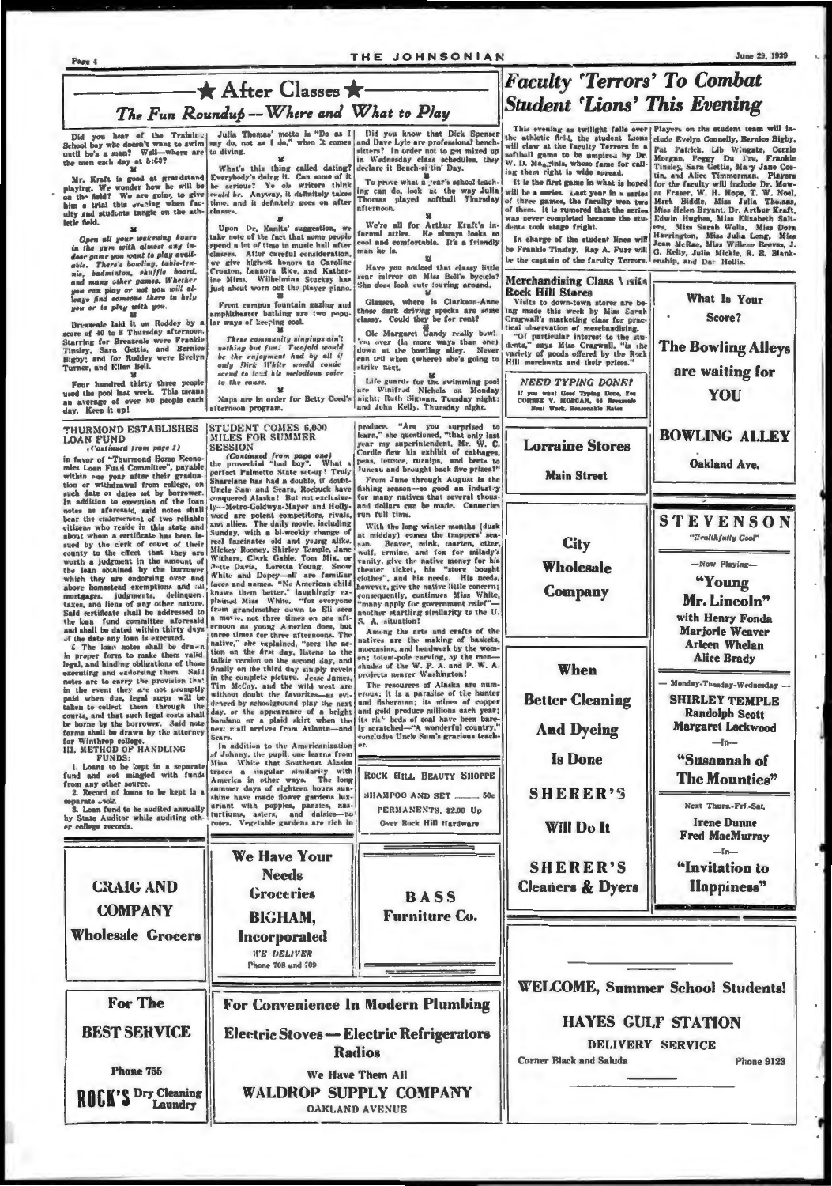## ★ After Classes ★

### The Fun Roundup — Where and What to Play

Did you hear of the Training School boy who doesn't want to swim until he's a man? Well—where are the men each day at 5:00?

Mr. Kraft is good at grasdstand playing. We wonder how he will be on the field? We are going to give him a trial this evening when faculty and students tangle on the athletic field.

*Open all your wakening hours in the gym with almost any indoor game you want to play available. There's bowling, table-tennis, badminton, shuffle board, and many other games. Whether you can play or not you will always find someone there to help you or to play with you.*

Breazeale laid it on Roddey by a score of 40 to 8 Thursday afternoon. Starring for Breazeale were Frankie Tinsley, Sara Gettis, and Bernice Bigby; and for Roddey were Evelyn Turner, and Ellen Bell.

Four hundred thirty three people used the pool last week. This means an average of over 80 people each day. Keep it up!

Julia Thomas' motto is "Do as I say do, not as I do," when it comes to diving.

What's this thing called dating? Everybody's doing it. Can some of it be serious? Ye ole writers think could be. Anyway, it definitely takes time, and it definitely goes on after classes.

Upon Dr. Kanitz' suggestion, we take note of the fact that some people spend a lot of time in music hall after classes. After careful consideration, we give highest honors to Caroline Croxton, Leanora Rice, and Katherine Mims. Wilhelmina Stuckey has just about worn out the player piano.

Front campus fountain gazing and amphitheater bathing are two popular ways of keeping cool.

*Three community singings ain't nothing but fun! Twofold would be the enjoyment had by all if only Dick White would condescend to lend his melodious voice to the cause.*

Naps are in order for Betty Cord's afternoon program.

Did you know that Dick Spenser and Dave Lyle are professional benchsitters? In order not to get mixed up in Wednesday class schedules, they declare it Bench-sittin' Day.

To prove what a year's school teaching can do, look at the way Julia Thomas played softball Thursday afternoon.

We're all for Arthur Kraft's informal attire. He always looks so cool and comfortable. It's a friendly man he is.

Have you noticed that classy little rear mirror on Miss Bell's bycicle? She does look cute touring around.

Glasses, where is Clarkson-Anne those dark driving specks are some classy. Could they be for rent?

Ole Margaret Gandy really bowl 'em over (in more ways than one) down at the bowling alley. Never can tell when (where) she's going to strike next.

Life guards for the swimming pool are Winifred Nichols on Monday night; Ruth Sigman, Tuesday night; and John Kelly, Thursday night.

## THURMOND ESTABLISHES LOAN FUND

*(Continued from page 1)*

in favor of "Thurmond Home Economics Loan Fund Committee", payable within one year after their graduation or withdrawal from college, on such date or dates set by borrower. In addition to execution of the loan notes as aforesaid, said notes shall bear the endorsement of two reliable citizens who reside in this state and about whom a certificate has been issued by the clerk of court of their county to the effect that they are worth a judgment in the amount of the loan obtained by the borrower which they are endorsing over and above homestead exemptions and all mortgages, judgments, delinquent taxes, and liens of any other nature. Said certificate shall be addressed to the loan fund committee aforesaid and shall be dated within thirty days of the date any loan is executed.

2. The loan notes shall be drawn in proper form to make them valid, legal, and binding obligations of those executing and endorsing them. Said notes are to carry the provision that in the event they are not promptly paid when due, legal steps will be taken to collect them through the courts, and that such legal costs shall be borne by the borrower. Said note forms shall be drawn by the attorney for Winthrop college.

III. METHOD OF HANDLING FUNDS:

1. Loans to be kept in a separate fund and not mingled with funds from any other source.

2. Record of loans to be kept in a separate book.

3. Loan fund to be audited annually by State Auditor while auditing other college records.

## STUDENT COMES 6,030 MILES FOR SUMMER SESSION

*(Continued from page one)*

the proverbial "bad boy". What a perfect Palmetto State set-up! Their Sharelane has had a double, if doubtless Uncle Sam and Sears, Roebuck have conquered Alaska! But not exclusively—Metro-Goldwyn-Mayer and Hollywood are potent competitors, rivals, and allies. The daily movie, including Sunday, with a bi-weekly change of reel fascinates old and young alike. Mickey Rooney, Shirley Temple, Jane Withers, Clark Gable, Tom Mix, or Bette Davis, Loretta Young, Snow White and Dopey—all are familiar faces and names. "No American child knows them better," laughingly explained Miss White. "for everyone from grandmother down to Eli sees a movie, not three times on one afternoon as young America does, but three times for three afternoons. The native," she explained, "sees the action on the first day, listens to the talkie version on the second day, and finally on the third day simply revels in the complete picture. Jesse James, Tim McCoy, and the wild west are without doubt the favorites—as evidenced by schoolground play the next day, or the appearance of a bright bandana or a plaid skirt when the next mail arrives from Atlanta—and Sears.

In addition to the Americanization of Johnny, the pupil, one learns from Miss White that Southeast Alaska traces a singular similarity with America in other ways. The long summer days of eighteen hours sunshine have made flower gardens luxuriant with poppies, pansies, nasturtiums, asters, and daisies—no roses. Vegetable gardens are rich in produce. "Are you surprised to learn," she questioned, "that only last year my superintendent, Mr. W. C. Cordle flew his exhibit of cabbages, peas, lettuce, turnips, and beets to Juneau and brought back five prizes?"

From June through August is the fishing season—so good an industry for many natives that several thousand dollars can be made. Canneries run full time.

With the long winter months (dusk at midday) comes the trappers' season. Beaver, mink, marten, otter, wolf, ermine, and fox for milady's vanity, give the native money for his theater ticket, his "store bought clothes", and his needs. His needs, however, give the native little concern; consequently, continues Miss White, "many apply for government relief"—another startling similarity to the U. S. A. situation!

Among the arts and crafts of the natives are the making of baskets, moccasins, and beadwork by the women; totem-pole carving, by the men—shades of the W. P. A. and P. W. A. projects nearer Washington!

The resources of Alaska are numerous; it is a paradise of the hunter and fisherman; its mines of copper and gold produce millions each year; its rich beds of coal have been barely scratched—"A wonderful country," concludes Uncle Sam's gracious teacher.

## Faculty 'Terrors' To Combat Student 'Lions' This Evening

This evening as twilight falls over the athletic field, the student Lions will claw at the faculty Terrors in a softball game to be umpired by Dr. W. D. Magginis, whose fame for calling them right is wide spread.

It is the first game in what is hoped will be a series. Last year in a series of three games, the faculty won two of them. It is rumored that the series was never completed because the students took stage fright.

In charge of the student lines will be Frankie Tinsley. Ray A. Furr will be the captain of the faculty Terrors.

Players on the student team will include Evelyn Connelly, Bernice Bigby, Pat Patrick, Lib Wingate, Carrie Morgan, Peggy Du Pre, Frankie Tinsley, Sara Gettis, Mary Jane Costin, and Alice Timmerman. Players for the faculty will include Dr. Mowat Fraser, W. H. Hope, T. W. Noel, Mark Biddle, Miss Julia Thomas, Miss Helen Bryant, Dr. Arthur Kraft, Edwin Hughes, Miss Elizabeth Salters, Miss Sarah Wells, Miss Dora Harrington, Miss Julia Long, Miss Jean McRae, Miss Willene Reeves, J. G. Kelly, Julia Mickle, R. B. Blankenship, and Dar Hollis.

## Merchandising Class Visits Rock Hill Stores

Visits to down-town stores are being made this week by Miss Sarah Cragwall's marketing class for practical observation of merchandising.

"Of particular interest to the students," says Miss Cragwall, "is the variety of goods offered by the Rock Hill merchants and their prices."

**NEED TYPING DONE?**
If you want Good Typing Done, See CORRIE V. MORGAN, 88 Breazeale
Neat Work, Reasonable Rates

What Is Your Score?
The Bowling Alleys are waiting for YOU
**BOWLING ALLEY**
Oakland Ave.

**Lorraine Stores**
Main Street

**City Wholesale Company**

**STEVENSON**
"Healthfully Cool"
—Now Playing—
"Young Mr. Lincoln"
with Henry Fonda, Marjorie Weaver, Arleen Whelan, Alice Brady
— Monday-Tuesday-Wednesday —
SHIRLEY TEMPLE
Randolph Scott
Margaret Lockwood
—in—
"Susannah of The Mounties"
Next Thurs.-Fri.-Sat.
Irene Dunne
Fred MacMurray
—in—
"Invitation to Happiness"

When Better Cleaning And Dyeing Is Done
SHERER'S Will Do It
**SHERER'S Cleaners & Dyers**

ROCK HILL BEAUTY SHOPPE
SHAMPOO AND SET .......... 50c
PERMANENTS, $2.00 Up
Over Rock Hill Hardware

**CRAIG AND COMPANY**
Wholesale Grocers

We Have Your Needs
Groceries
**BIGHAM, Incorporated**
WE DELIVER
Phone 708 and 709

**BASS Furniture Co.**

For The BEST SERVICE
Phone 755
**ROCK'S Dry Cleaning Laundry**

For Convenience In Modern Plumbing
Electric Stoves — Electric Refrigerators
Radios
We Have Them All
**WALDROP SUPPLY COMPANY**
OAKLAND AVENUE

WELCOME, Summer School Students!
**HAYES GULF STATION**
DELIVERY SERVICE
Corner Black and Saluda — Phone 9123